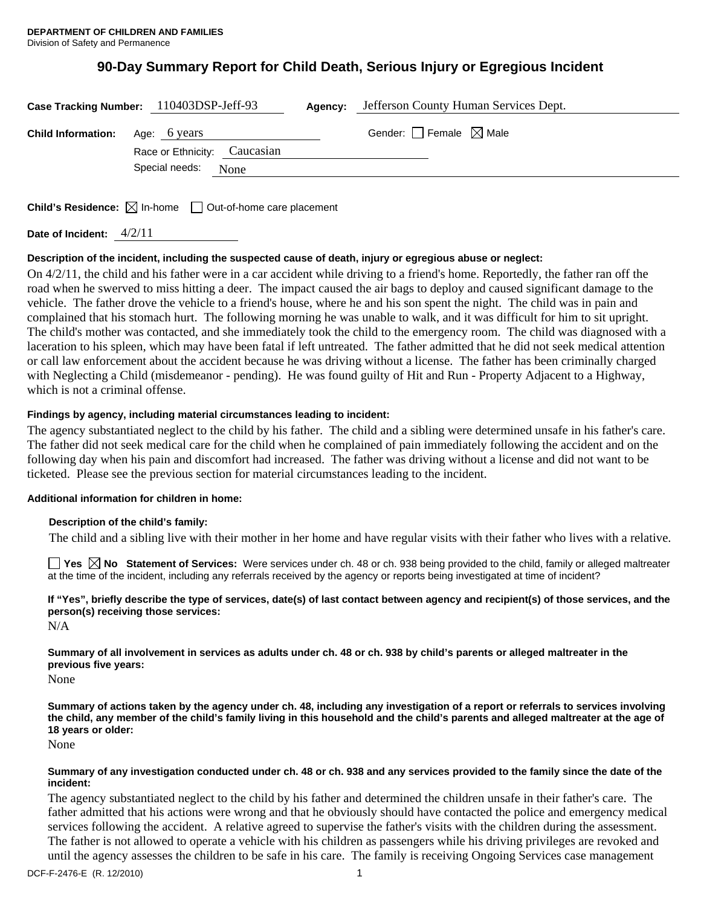**DEPARTMENT OF CHILDREN AND FAMILIES**
Division of Safety and Permanence

# 90-Day Summary Report for Child Death, Serious Injury or Egregious Incident

**Case Tracking Number:** 110403DSP-Jeff-93 **Agency:** Jefferson County Human Services Dept.

**Child Information:** Age: 6 years Gender: ☐ Female ☒ Male

Race or Ethnicity: Caucasian

Special needs: None

**Child's Residence:** ☒ In-home ☐ Out-of-home care placement

**Date of Incident:** 4/2/11

**Description of the incident, including the suspected cause of death, injury or egregious abuse or neglect:**

On 4/2/11, the child and his father were in a car accident while driving to a friend's home. Reportedly, the father ran off the road when he swerved to miss hitting a deer. The impact caused the air bags to deploy and caused significant damage to the vehicle. The father drove the vehicle to a friend's house, where he and his son spent the night. The child was in pain and complained that his stomach hurt. The following morning he was unable to walk, and it was difficult for him to sit upright. The child's mother was contacted, and she immediately took the child to the emergency room. The child was diagnosed with a laceration to his spleen, which may have been fatal if left untreated. The father admitted that he did not seek medical attention or call law enforcement about the accident because he was driving without a license. The father has been criminally charged with Neglecting a Child (misdemeanor - pending). He was found guilty of Hit and Run - Property Adjacent to a Highway, which is not a criminal offense.

**Findings by agency, including material circumstances leading to incident:**

The agency substantiated neglect to the child by his father. The child and a sibling were determined unsafe in his father's care. The father did not seek medical care for the child when he complained of pain immediately following the accident and on the following day when his pain and discomfort had increased. The father was driving without a license and did not want to be ticketed. Please see the previous section for material circumstances leading to the incident.

**Additional information for children in home:**

**Description of the child's family:**

The child and a sibling live with their mother in her home and have regular visits with their father who lives with a relative.

☐ **Yes** ☒ **No** **Statement of Services:** Were services under ch. 48 or ch. 938 being provided to the child, family or alleged maltreater at the time of the incident, including any referrals received by the agency or reports being investigated at time of incident?

**If "Yes", briefly describe the type of services, date(s) of last contact between agency and recipient(s) of those services, and the person(s) receiving those services:**

N/A

**Summary of all involvement in services as adults under ch. 48 or ch. 938 by child's parents or alleged maltreater in the previous five years:**

None

**Summary of actions taken by the agency under ch. 48, including any investigation of a report or referrals to services involving the child, any member of the child's family living in this household and the child's parents and alleged maltreater at the age of 18 years or older:**

None

**Summary of any investigation conducted under ch. 48 or ch. 938 and any services provided to the family since the date of the incident:**

The agency substantiated neglect to the child by his father and determined the children unsafe in their father's care. The father admitted that his actions were wrong and that he obviously should have contacted the police and emergency medical services following the accident. A relative agreed to supervise the father's visits with the children during the assessment. The father is not allowed to operate a vehicle with his children as passengers while his driving privileges are revoked and until the agency assesses the children to be safe in his care. The family is receiving Ongoing Services case management

DCF-F-2476-E (R. 12/2010)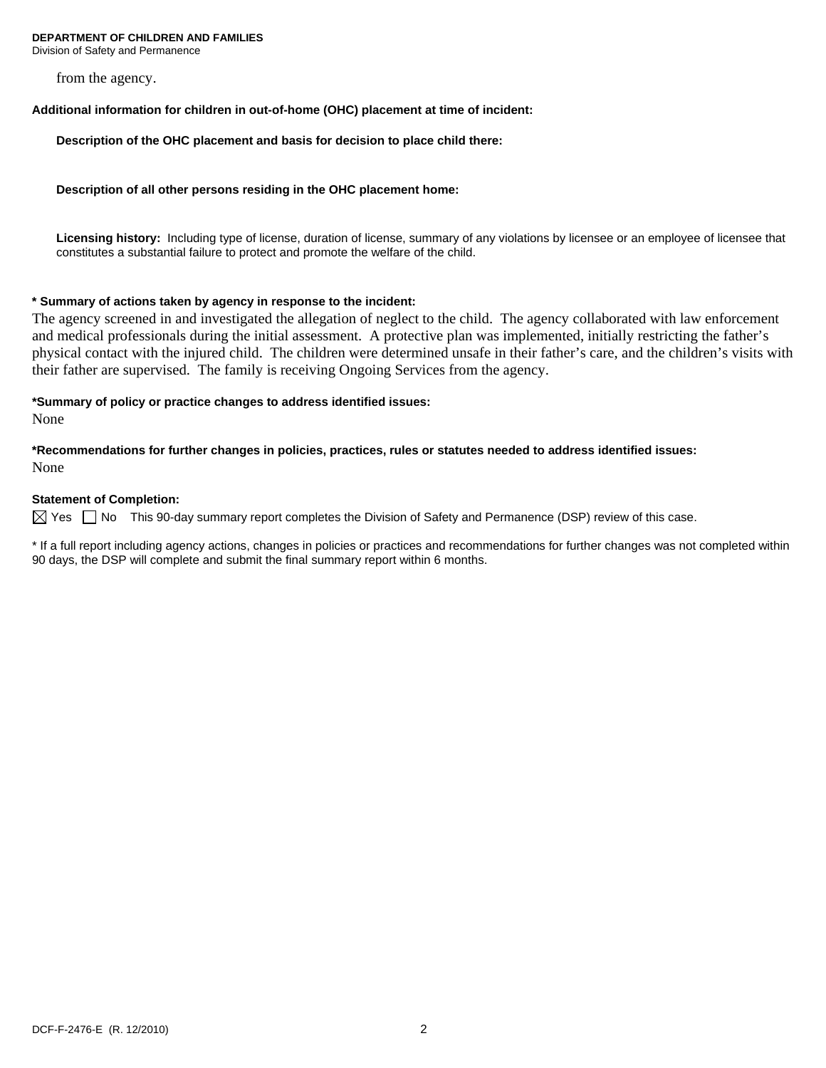from the agency.

**Additional information for children in out-of-home (OHC) placement at time of incident:**

**Description of the OHC placement and basis for decision to place child there:**

**Description of all other persons residing in the OHC placement home:**

**Licensing history:** Including type of license, duration of license, summary of any violations by licensee or an employee of licensee that constitutes a substantial failure to protect and promote the welfare of the child.

**\* Summary of actions taken by agency in response to the incident:**

The agency screened in and investigated the allegation of neglect to the child. The agency collaborated with law enforcement and medical professionals during the initial assessment. A protective plan was implemented, initially restricting the father's physical contact with the injured child. The children were determined unsafe in their father's care, and the children's visits with their father are supervised. The family is receiving Ongoing Services from the agency.

**\*Summary of policy or practice changes to address identified issues:**

None

**\*Recommendations for further changes in policies, practices, rules or statutes needed to address identified issues:**

None

**Statement of Completion:**

☒ Yes ☐ No This 90-day summary report completes the Division of Safety and Permanence (DSP) review of this case.

\* If a full report including agency actions, changes in policies or practices and recommendations for further changes was not completed within 90 days, the DSP will complete and submit the final summary report within 6 months.